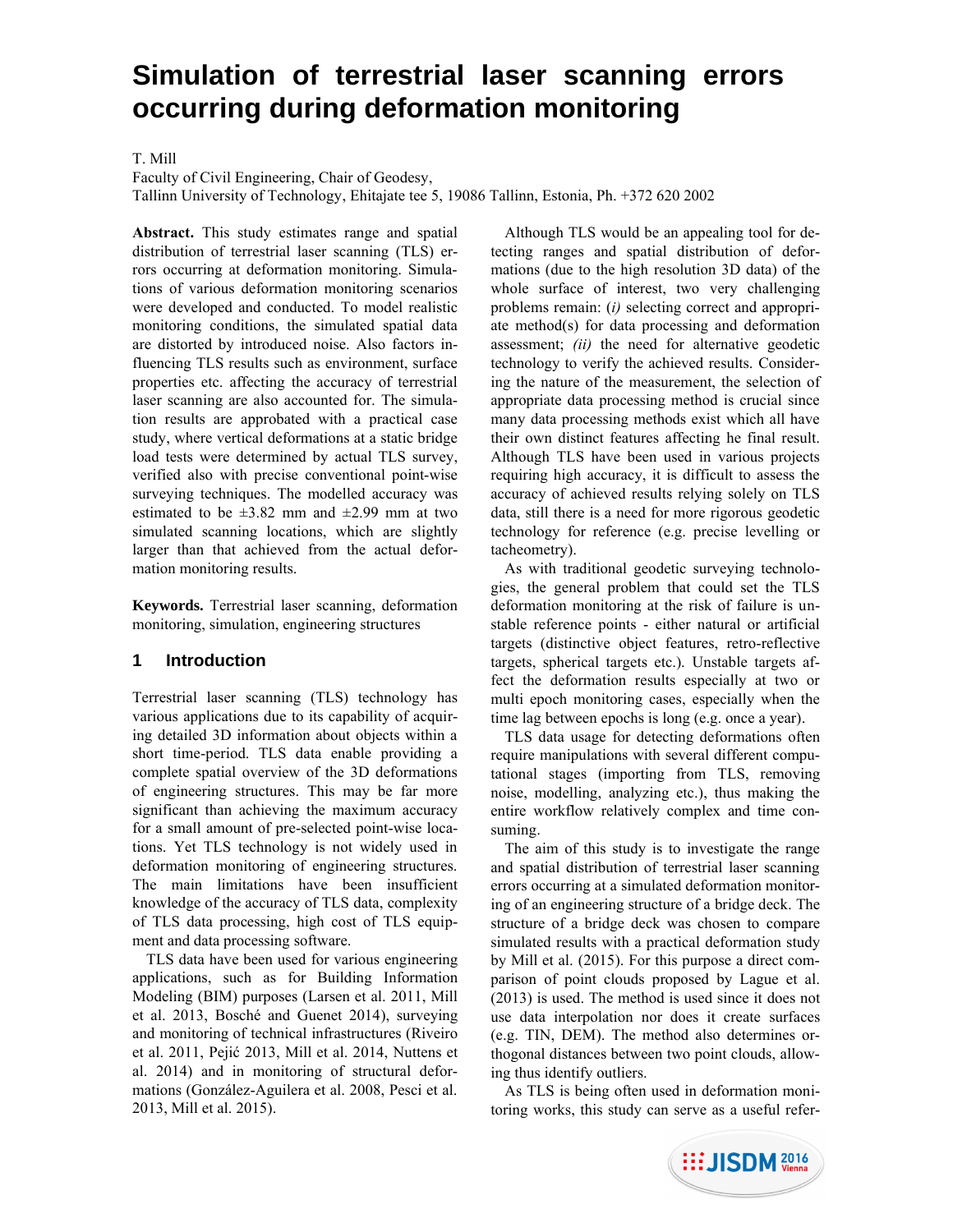# Simulation of terrestrial laser scanning errors occurring during deformation monitoring

T. Mill

Faculty of Civil Engineering, Chair of Geodesy,
Tallinn University of Technology, Ehitajate tee 5, 19086 Tallinn, Estonia, Ph. +372 620 2002

**Abstract.** This study estimates range and spatial distribution of terrestrial laser scanning (TLS) errors occurring at deformation monitoring. Simulations of various deformation monitoring scenarios were developed and conducted. To model realistic monitoring conditions, the simulated spatial data are distorted by introduced noise. Also factors influencing TLS results such as environment, surface properties etc. affecting the accuracy of terrestrial laser scanning are also accounted for. The simulation results are approbated with a practical case study, where vertical deformations at a static bridge load tests were determined by actual TLS survey, verified also with precise conventional point-wise surveying techniques. The modelled accuracy was estimated to be ±3.82 mm and ±2.99 mm at two simulated scanning locations, which are slightly larger than that achieved from the actual deformation monitoring results.

**Keywords.** Terrestrial laser scanning, deformation monitoring, simulation, engineering structures

## 1 Introduction

Terrestrial laser scanning (TLS) technology has various applications due to its capability of acquiring detailed 3D information about objects within a short time-period. TLS data enable providing a complete spatial overview of the 3D deformations of engineering structures. This may be far more significant than achieving the maximum accuracy for a small amount of pre-selected point-wise locations. Yet TLS technology is not widely used in deformation monitoring of engineering structures. The main limitations have been insufficient knowledge of the accuracy of TLS data, complexity of TLS data processing, high cost of TLS equipment and data processing software.

TLS data have been used for various engineering applications, such as for Building Information Modeling (BIM) purposes (Larsen et al. 2011, Mill et al. 2013, Bosché and Guenet 2014), surveying and monitoring of technical infrastructures (Riveiro et al. 2011, Pejić 2013, Mill et al. 2014, Nuttens et al. 2014) and in monitoring of structural deformations (González-Aguilera et al. 2008, Pesci et al. 2013, Mill et al. 2015).

Although TLS would be an appealing tool for detecting ranges and spatial distribution of deformations (due to the high resolution 3D data) of the whole surface of interest, two very challenging problems remain: (*i*) selecting correct and appropriate method(s) for data processing and deformation assessment; *(ii)* the need for alternative geodetic technology to verify the achieved results. Considering the nature of the measurement, the selection of appropriate data processing method is crucial since many data processing methods exist which all have their own distinct features affecting he final result. Although TLS have been used in various projects requiring high accuracy, it is difficult to assess the accuracy of achieved results relying solely on TLS data, still there is a need for more rigorous geodetic technology for reference (e.g. precise levelling or tacheometry).

As with traditional geodetic surveying technologies, the general problem that could set the TLS deformation monitoring at the risk of failure is unstable reference points - either natural or artificial targets (distinctive object features, retro-reflective targets, spherical targets etc.). Unstable targets affect the deformation results especially at two or multi epoch monitoring cases, especially when the time lag between epochs is long (e.g. once a year).

TLS data usage for detecting deformations often require manipulations with several different computational stages (importing from TLS, removing noise, modelling, analyzing etc.), thus making the entire workflow relatively complex and time consuming.

The aim of this study is to investigate the range and spatial distribution of terrestrial laser scanning errors occurring at a simulated deformation monitoring of an engineering structure of a bridge deck. The structure of a bridge deck was chosen to compare simulated results with a practical deformation study by Mill et al. (2015). For this purpose a direct comparison of point clouds proposed by Lague et al. (2013) is used. The method is used since it does not use data interpolation nor does it create surfaces (e.g. TIN, DEM). The method also determines orthogonal distances between two point clouds, allowing thus identify outliers.

As TLS is being often used in deformation monitoring works, this study can serve as a useful refer-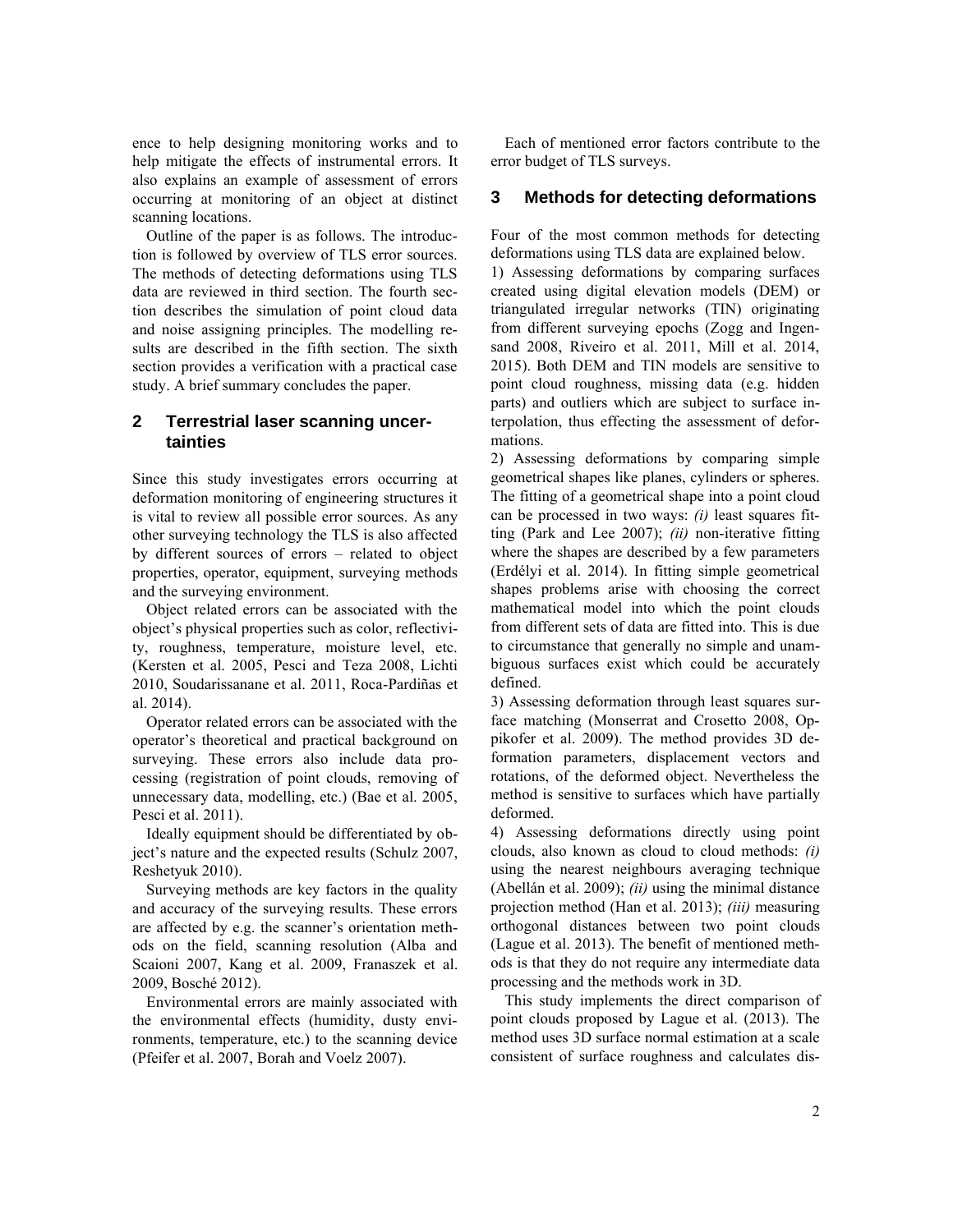ence to help designing monitoring works and to help mitigate the effects of instrumental errors. It also explains an example of assessment of errors occurring at monitoring of an object at distinct scanning locations.

Outline of the paper is as follows. The introduction is followed by overview of TLS error sources. The methods of detecting deformations using TLS data are reviewed in third section. The fourth section describes the simulation of point cloud data and noise assigning principles. The modelling results are described in the fifth section. The sixth section provides a verification with a practical case study. A brief summary concludes the paper.

## 2 Terrestrial laser scanning uncertainties

Since this study investigates errors occurring at deformation monitoring of engineering structures it is vital to review all possible error sources. As any other surveying technology the TLS is also affected by different sources of errors – related to object properties, operator, equipment, surveying methods and the surveying environment.

Object related errors can be associated with the object's physical properties such as color, reflectivity, roughness, temperature, moisture level, etc. (Kersten et al. 2005, Pesci and Teza 2008, Lichti 2010, Soudarissanane et al. 2011, Roca-Pardiñas et al. 2014).

Operator related errors can be associated with the operator's theoretical and practical background on surveying. These errors also include data processing (registration of point clouds, removing of unnecessary data, modelling, etc.) (Bae et al. 2005, Pesci et al. 2011).

Ideally equipment should be differentiated by object's nature and the expected results (Schulz 2007, Reshetyuk 2010).

Surveying methods are key factors in the quality and accuracy of the surveying results. These errors are affected by e.g. the scanner's orientation methods on the field, scanning resolution (Alba and Scaioni 2007, Kang et al. 2009, Franaszek et al. 2009, Bosché 2012).

Environmental errors are mainly associated with the environmental effects (humidity, dusty environments, temperature, etc.) to the scanning device (Pfeifer et al. 2007, Borah and Voelz 2007).

Each of mentioned error factors contribute to the error budget of TLS surveys.

## 3 Methods for detecting deformations

Four of the most common methods for detecting deformations using TLS data are explained below.

1) Assessing deformations by comparing surfaces created using digital elevation models (DEM) or triangulated irregular networks (TIN) originating from different surveying epochs (Zogg and Ingensand 2008, Riveiro et al. 2011, Mill et al. 2014, 2015). Both DEM and TIN models are sensitive to point cloud roughness, missing data (e.g. hidden parts) and outliers which are subject to surface interpolation, thus effecting the assessment of deformations.

2) Assessing deformations by comparing simple geometrical shapes like planes, cylinders or spheres. The fitting of a geometrical shape into a point cloud can be processed in two ways: *(i)* least squares fitting (Park and Lee 2007); *(ii)* non-iterative fitting where the shapes are described by a few parameters (Erdélyi et al. 2014). In fitting simple geometrical shapes problems arise with choosing the correct mathematical model into which the point clouds from different sets of data are fitted into. This is due to circumstance that generally no simple and unambiguous surfaces exist which could be accurately defined.

3) Assessing deformation through least squares surface matching (Monserrat and Crosetto 2008, Oppikofer et al. 2009). The method provides 3D deformation parameters, displacement vectors and rotations, of the deformed object. Nevertheless the method is sensitive to surfaces which have partially deformed.

4) Assessing deformations directly using point clouds, also known as cloud to cloud methods: *(i)* using the nearest neighbours averaging technique (Abellán et al. 2009); *(ii)* using the minimal distance projection method (Han et al. 2013); *(iii)* measuring orthogonal distances between two point clouds (Lague et al. 2013). The benefit of mentioned methods is that they do not require any intermediate data processing and the methods work in 3D.

This study implements the direct comparison of point clouds proposed by Lague et al. (2013). The method uses 3D surface normal estimation at a scale consistent of surface roughness and calculates dis-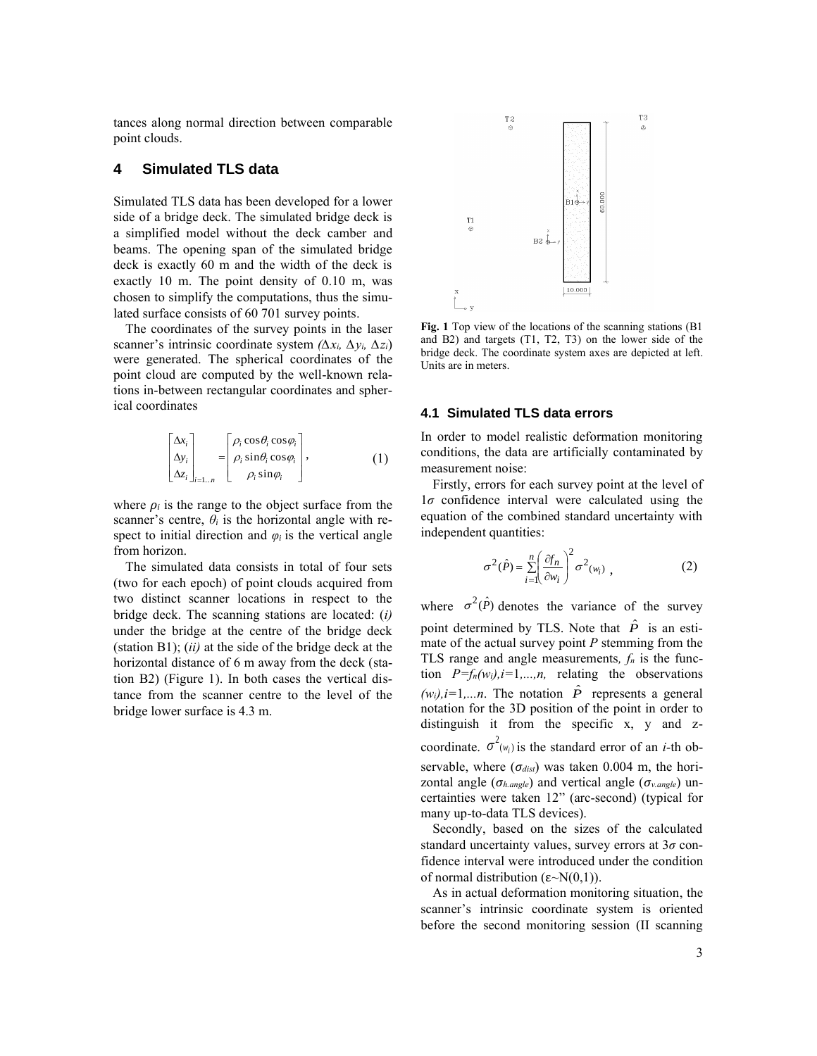tances along normal direction between comparable point clouds.

## 4 Simulated TLS data

Simulated TLS data has been developed for a lower side of a bridge deck. The simulated bridge deck is a simplified model without the deck camber and beams. The opening span of the simulated bridge deck is exactly 60 m and the width of the deck is exactly 10 m. The point density of 0.10 m, was chosen to simplify the computations, thus the simulated surface consists of 60 701 survey points.

The coordinates of the survey points in the laser scanner's intrinsic coordinate system $(\Delta x_i, \Delta y_i, \Delta z_i)$ were generated. The spherical coordinates of the point cloud are computed by the well-known relations in-between rectangular coordinates and spherical coordinates

$$\begin{bmatrix} \Delta x_i \\ \Delta y_i \\ \Delta z_i \end{bmatrix}_{i=1..n} = \begin{bmatrix} \rho_i \cos\theta_i \cos\varphi_i \\ \rho_i \sin\theta_i \cos\varphi_i \\ \rho_i \sin\varphi_i \end{bmatrix}, \quad (1)$$

where $\rho_i$ is the range to the object surface from the scanner's centre, $\theta_i$ is the horizontal angle with respect to initial direction and $\varphi_i$ is the vertical angle from horizon.

The simulated data consists in total of four sets (two for each epoch) of point clouds acquired from two distinct scanner locations in respect to the bridge deck. The scanning stations are located: (*i)* under the bridge at the centre of the bridge deck (station B1); (*ii)* at the side of the bridge deck at the horizontal distance of 6 m away from the deck (station B2) (Figure 1). In both cases the vertical distance from the scanner centre to the level of the bridge lower surface is 4.3 m.

**Fig. 1** Top view of the locations of the scanning stations (B1 and B2) and targets (T1, T2, T3) on the lower side of the bridge deck. The coordinate system axes are depicted at left. Units are in meters.

### 4.1 Simulated TLS data errors

In order to model realistic deformation monitoring conditions, the data are artificially contaminated by measurement noise:

Firstly, errors for each survey point at the level of $1\sigma$ confidence interval were calculated using the equation of the combined standard uncertainty with independent quantities:

$$\sigma^2(\hat{P}) = \sum_{i=1}^{n} \left( \frac{\partial f_n}{\partial w_i} \right)^2 \sigma^2(w_i) \ , \quad (2)$$

where $\sigma^2(\hat{P})$ denotes the variance of the survey point determined by TLS. Note that $\hat{P}$ is an estimate of the actual survey point $P$ stemming from the TLS range and angle measurements, $f_n$ is the function $P=f_n(w_i), i=1,...,n,$ relating the observations $(w_i), i=1,...n$. The notation $\hat{P}$ represents a general notation for the 3D position of the point in order to distinguish it from the specific x, y and z-coordinate. $\sigma^2(w_i)$ is the standard error of an *i*-th observable, where ($\sigma_{dist}$) was taken 0.004 m, the horizontal angle ($\sigma_{h.angle}$) and vertical angle ($\sigma_{v.angle}$) uncertainties were taken 12" (arc-second) (typical for many up-to-data TLS devices).

Secondly, based on the sizes of the calculated standard uncertainty values, survey errors at $3\sigma$ confidence interval were introduced under the condition of normal distribution ($\varepsilon \sim N(0,1)$).

As in actual deformation monitoring situation, the scanner's intrinsic coordinate system is oriented before the second monitoring session (II scanning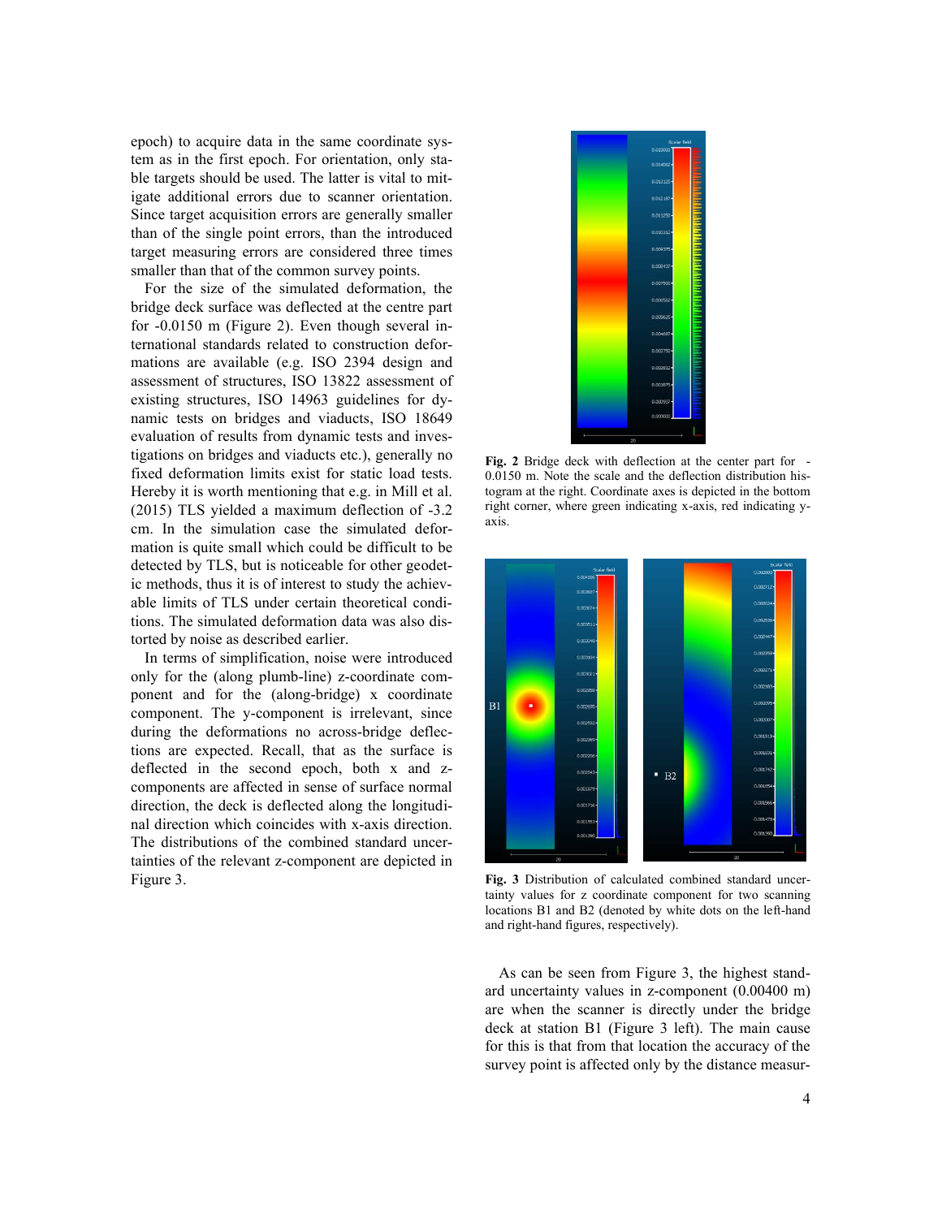epoch) to acquire data in the same coordinate system as in the first epoch. For orientation, only stable targets should be used. The latter is vital to mitigate additional errors due to scanner orientation. Since target acquisition errors are generally smaller than of the single point errors, than the introduced target measuring errors are considered three times smaller than that of the common survey points.

For the size of the simulated deformation, the bridge deck surface was deflected at the centre part for -0.0150 m (Figure 2). Even though several international standards related to construction deformations are available (e.g. ISO 2394 design and assessment of structures, ISO 13822 assessment of existing structures, ISO 14963 guidelines for dynamic tests on bridges and viaducts, ISO 18649 evaluation of results from dynamic tests and investigations on bridges and viaducts etc.), generally no fixed deformation limits exist for static load tests. Hereby it is worth mentioning that e.g. in Mill et al. (2015) TLS yielded a maximum deflection of -3.2 cm. In the simulation case the simulated deformation is quite small which could be difficult to be detected by TLS, but is noticeable for other geodetic methods, thus it is of interest to study the achievable limits of TLS under certain theoretical conditions. The simulated deformation data was also distorted by noise as described earlier.

In terms of simplification, noise were introduced only for the (along plumb-line) z-coordinate component and for the (along-bridge) x coordinate component. The y-component is irrelevant, since during the deformations no across-bridge deflections are expected. Recall, that as the surface is deflected in the second epoch, both x and z-components are affected in sense of surface normal direction, the deck is deflected along the longitudinal direction which coincides with x-axis direction. The distributions of the combined standard uncertainties of the relevant z-component are depicted in Figure 3.

**Fig. 2** Bridge deck with deflection at the center part for -0.0150 m. Note the scale and the deflection distribution histogram at the right. Coordinate axes is depicted in the bottom right corner, where green indicating x-axis, red indicating y-axis.

**Fig. 3** Distribution of calculated combined standard uncertainty values for z coordinate component for two scanning locations B1 and B2 (denoted by white dots on the left-hand and right-hand figures, respectively).

As can be seen from Figure 3, the highest standard uncertainty values in z-component (0.00400 m) are when the scanner is directly under the bridge deck at station B1 (Figure 3 left). The main cause for this is that from that location the accuracy of the survey point is affected only by the distance measur-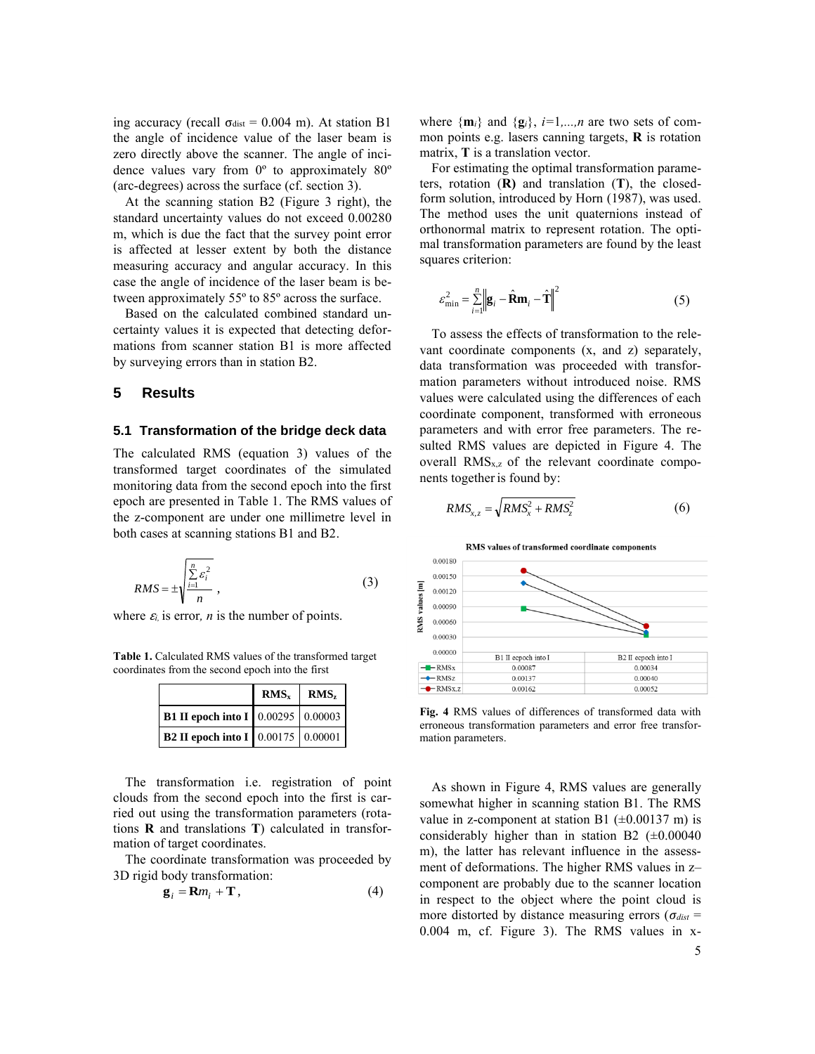ing accuracy (recall $\sigma_{dist}$ = 0.004 m). At station B1 the angle of incidence value of the laser beam is zero directly above the scanner. The angle of incidence values vary from 0º to approximately 80º (arc-degrees) across the surface (cf. section 3).

At the scanning station B2 (Figure 3 right), the standard uncertainty values do not exceed 0.00280 m, which is due the fact that the survey point error is affected at lesser extent by both the distance measuring accuracy and angular accuracy. In this case the angle of incidence of the laser beam is between approximately 55º to 85º across the surface.

Based on the calculated combined standard uncertainty values it is expected that detecting deformations from scanner station B1 is more affected by surveying errors than in station B2.

## 5 Results

### 5.1 Transformation of the bridge deck data

The calculated RMS (equation 3) values of the transformed target coordinates of the simulated monitoring data from the second epoch into the first epoch are presented in Table 1. The RMS values of the z-component are under one millimetre level in both cases at scanning stations B1 and B2.

$$RMS = \pm\sqrt{\frac{\sum_{i=1}^{n}\varepsilon_i^2}{n}}\,, \tag{3}$$

where $\varepsilon_i$ is error, $n$ is the number of points.

**Table 1.** Calculated RMS values of the transformed target coordinates from the second epoch into the first

| | $RMS_x$ | $RMS_z$ |
|---|---|---|
| **B1 II epoch into I** | 0.00295 | 0.00003 |
| **B2 II epoch into I** | 0.00175 | 0.00001 |

The transformation i.e. registration of point clouds from the second epoch into the first is carried out using the transformation parameters (rotations **R** and translations **T**) calculated in transformation of target coordinates.

The coordinate transformation was proceeded by 3D rigid body transformation:

$$\mathbf{g}_i = \mathbf{R}m_i + \mathbf{T}\,, \tag{4}$$

where $\{\mathbf{m}_i\}$ and $\{\mathbf{g}_i\}$, $i$=1,...,$n$ are two sets of common points e.g. lasers canning targets, **R** is rotation matrix, **T** is a translation vector.

For estimating the optimal transformation parameters, rotation (**R)** and translation (**T**), the closed-form solution, introduced by Horn (1987), was used. The method uses the unit quaternions instead of orthonormal matrix to represent rotation. The optimal transformation parameters are found by the least squares criterion:

$$\varepsilon_{\min}^2 = \sum_{i=1}^{n}\left\|\mathbf{g}_i - \hat{\mathbf{R}}\mathbf{m}_i - \hat{\mathbf{T}}\right\|^2 \tag{5}$$

To assess the effects of transformation to the relevant coordinate components (x, and z) separately, data transformation was proceeded with transformation parameters without introduced noise. RMS values were calculated using the differences of each coordinate component, transformed with erroneous parameters and with error free parameters. The resulted RMS values are depicted in Figure 4. The overall $RMS_{x,z}$ of the relevant coordinate components together is found by:

$$RMS_{x,z} = \sqrt{RMS_x^2 + RMS_z^2} \tag{6}$$

RMS values of transformed coordinate components

| | B1 II eepoch into I | B2 II eepoch into I |
|---|---|---|
| RMSx | 0.00087 | 0.00034 |
| RMSz | 0.00137 | 0.00040 |
| RMSx,z | 0.00162 | 0.00052 |

**Fig. 4** RMS values of differences of transformed data with erroneous transformation parameters and error free transformation parameters.

As shown in Figure 4, RMS values are generally somewhat higher in scanning station B1. The RMS value in z-component at station B1 (±0.00137 m) is considerably higher than in station B2 (±0.00040 m), the latter has relevant influence in the assessment of deformations. The higher RMS values in z–component are probably due to the scanner location in respect to the object where the point cloud is more distorted by distance measuring errors ($\sigma_{dist}$ = 0.004 m, cf. Figure 3). The RMS values in x-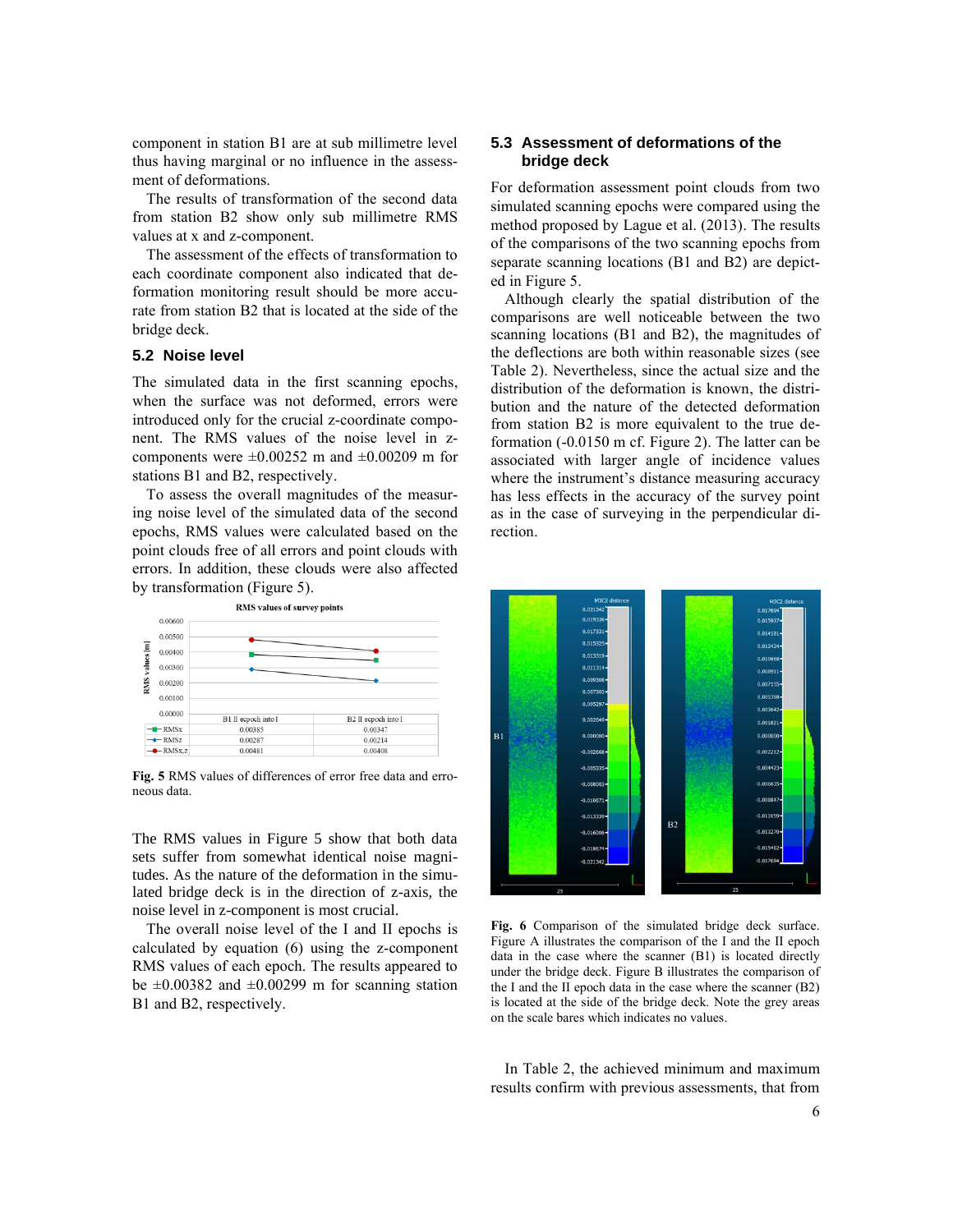component in station B1 are at sub millimetre level thus having marginal or no influence in the assessment of deformations.

The results of transformation of the second data from station B2 show only sub millimetre RMS values at x and z-component.

The assessment of the effects of transformation to each coordinate component also indicated that deformation monitoring result should be more accurate from station B2 that is located at the side of the bridge deck.

### 5.2 Noise level

The simulated data in the first scanning epochs, when the surface was not deformed, errors were introduced only for the crucial z-coordinate component. The RMS values of the noise level in z-components were ±0.00252 m and ±0.00209 m for stations B1 and B2, respectively.

To assess the overall magnitudes of the measuring noise level of the simulated data of the second epochs, RMS values were calculated based on the point clouds free of all errors and point clouds with errors. In addition, these clouds were also affected by transformation (Figure 5).

RMS values of survey points

| | B1 II eepoch into I | B2 II eepoch into I |
|---|---|---|
| RMSx | 0.00385 | 0.00347 |
| RMSz | 0.00287 | 0.00214 |
| RMSx,z | 0.00481 | 0.00408 |

**Fig. 5** RMS values of differences of error free data and erroneous data.

The RMS values in Figure 5 show that both data sets suffer from somewhat identical noise magnitudes. As the nature of the deformation in the simulated bridge deck is in the direction of z-axis, the noise level in z-component is most crucial.

The overall noise level of the I and II epochs is calculated by equation (6) using the z-component RMS values of each epoch. The results appeared to be ±0.00382 and ±0.00299 m for scanning station B1 and B2, respectively.

### 5.3 Assessment of deformations of the bridge deck

For deformation assessment point clouds from two simulated scanning epochs were compared using the method proposed by Lague et al. (2013). The results of the comparisons of the two scanning epochs from separate scanning locations (B1 and B2) are depicted in Figure 5.

Although clearly the spatial distribution of the comparisons are well noticeable between the two scanning locations (B1 and B2), the magnitudes of the deflections are both within reasonable sizes (see Table 2). Nevertheless, since the actual size and the distribution of the deformation is known, the distribution and the nature of the detected deformation from station B2 is more equivalent to the true deformation (-0.0150 m cf. Figure 2). The latter can be associated with larger angle of incidence values where the instrument's distance measuring accuracy has less effects in the accuracy of the survey point as in the case of surveying in the perpendicular direction.

**Fig. 6** Comparison of the simulated bridge deck surface. Figure A illustrates the comparison of the I and the II epoch data in the case where the scanner (B1) is located directly under the bridge deck. Figure B illustrates the comparison of the I and the II epoch data in the case where the scanner (B2) is located at the side of the bridge deck. Note the grey areas on the scale bares which indicates no values.

In Table 2, the achieved minimum and maximum results confirm with previous assessments, that from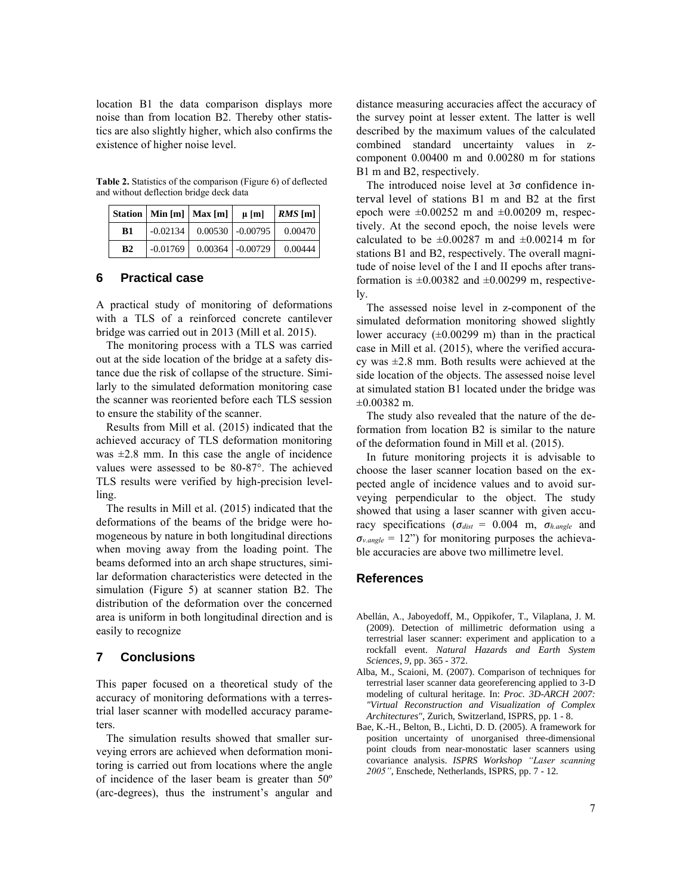location B1 the data comparison displays more noise than from location B2. Thereby other statistics are also slightly higher, which also confirms the existence of higher noise level.

**Table 2.** Statistics of the comparison (Figure 6) of deflected and without deflection bridge deck data

| Station | Min [m] | Max [m] | μ [m] | *RMS* [m] |
|---|---|---|---|---|
| B1 | -0.02134 | 0.00530 | -0.00795 | 0.00470 |
| B2 | -0.01769 | 0.00364 | -0.00729 | 0.00444 |

## 6 Practical case

A practical study of monitoring of deformations with a TLS of a reinforced concrete cantilever bridge was carried out in 2013 (Mill et al. 2015).

The monitoring process with a TLS was carried out at the side location of the bridge at a safety distance due the risk of collapse of the structure. Similarly to the simulated deformation monitoring case the scanner was reoriented before each TLS session to ensure the stability of the scanner.

Results from Mill et al. (2015) indicated that the achieved accuracy of TLS deformation monitoring was ±2.8 mm. In this case the angle of incidence values were assessed to be 80-87°. The achieved TLS results were verified by high-precision levelling.

The results in Mill et al. (2015) indicated that the deformations of the beams of the bridge were homogeneous by nature in both longitudinal directions when moving away from the loading point. The beams deformed into an arch shape structures, similar deformation characteristics were detected in the simulation (Figure 5) at scanner station B2. The distribution of the deformation over the concerned area is uniform in both longitudinal direction and is easily to recognize

## 7 Conclusions

This paper focused on a theoretical study of the accuracy of monitoring deformations with a terrestrial laser scanner with modelled accuracy parameters.

The simulation results showed that smaller surveying errors are achieved when deformation monitoring is carried out from locations where the angle of incidence of the laser beam is greater than 50º (arc-degrees), thus the instrument's angular and distance measuring accuracies affect the accuracy of the survey point at lesser extent. The latter is well described by the maximum values of the calculated combined standard uncertainty values in z-component 0.00400 m and 0.00280 m for stations B1 m and B2, respectively.

The introduced noise level at 3σ confidence interval level of stations B1 m and B2 at the first epoch were ±0.00252 m and ±0.00209 m, respectively. At the second epoch, the noise levels were calculated to be ±0.00287 m and ±0.00214 m for stations B1 and B2, respectively. The overall magnitude of noise level of the I and II epochs after transformation is ±0.00382 and ±0.00299 m, respectively.

The assessed noise level in z-component of the simulated deformation monitoring showed slightly lower accuracy (±0.00299 m) than in the practical case in Mill et al. (2015), where the verified accuracy was ±2.8 mm. Both results were achieved at the side location of the objects. The assessed noise level at simulated station B1 located under the bridge was ±0.00382 m.

The study also revealed that the nature of the deformation from location B2 is similar to the nature of the deformation found in Mill et al. (2015).

In future monitoring projects it is advisable to choose the laser scanner location based on the expected angle of incidence values and to avoid surveying perpendicular to the object. The study showed that using a laser scanner with given accuracy specifications ($\sigma_{dist}$ = 0.004 m, $\sigma_{h.angle}$ and $\sigma_{v.angle}$ = 12") for monitoring purposes the achievable accuracies are above two millimetre level.

## References

Abellán, A., Jaboyedoff, M., Oppikofer, T., Vilaplana, J. M. (2009). Detection of millimetric deformation using a terrestrial laser scanner: experiment and application to a rockfall event. *Natural Hazards and Earth System Sciences*, *9*, pp. 365 - 372.

Alba, M., Scaioni, M. (2007). Comparison of techniques for terrestrial laser scanner data georeferencing applied to 3-D modeling of cultural heritage. In: *Proc. 3D-ARCH 2007: "Virtual Reconstruction and Visualization of Complex Architectures"*, Zurich, Switzerland, ISPRS, pp. 1 - 8.

Bae, K.-H., Belton, B., Lichti, D. D. (2005). A framework for position uncertainty of unorganised three-dimensional point clouds from near-monostatic laser scanners using covariance analysis. *ISPRS Workshop "Laser scanning 2005"*, Enschede, Netherlands, ISPRS, pp. 7 - 12.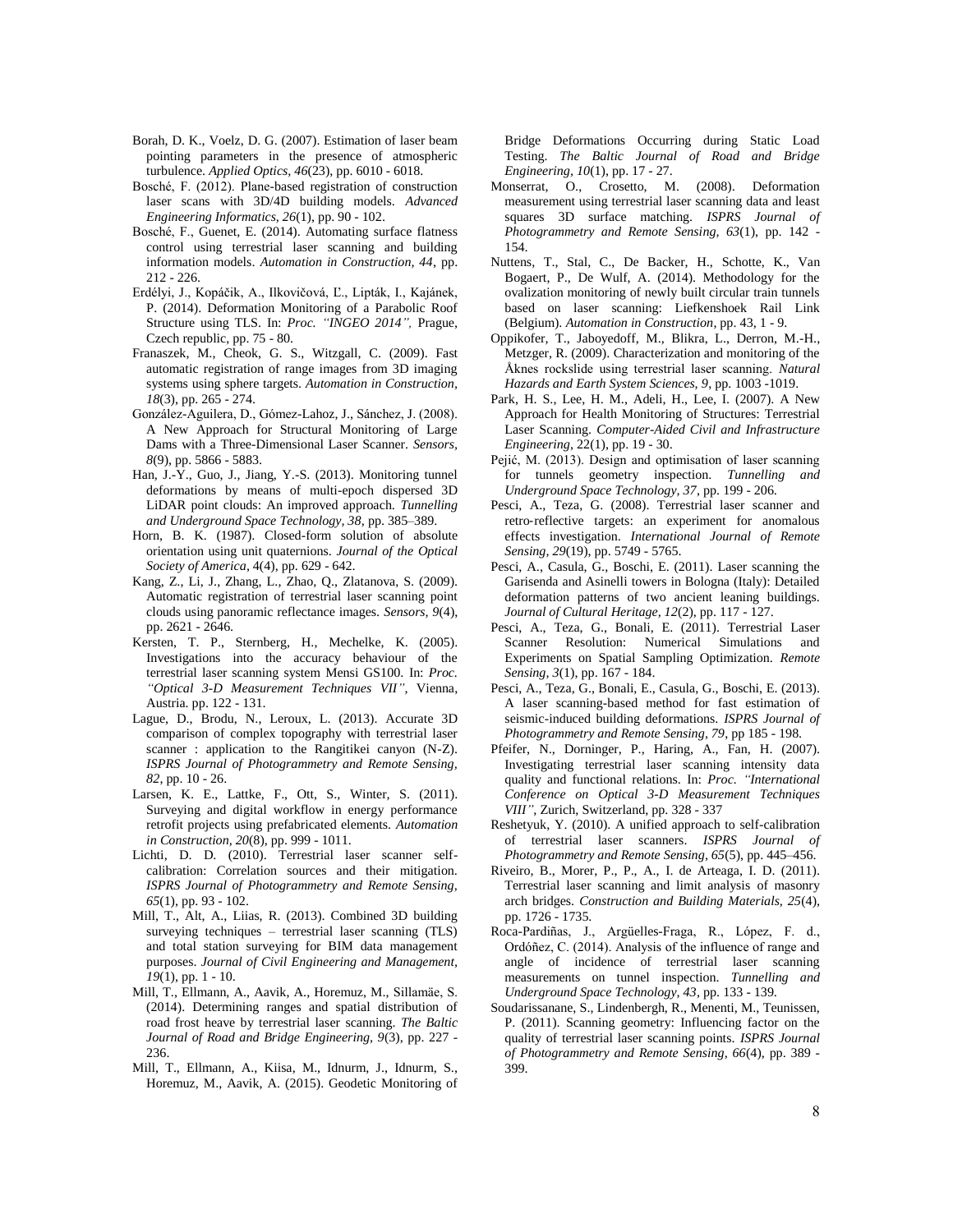Borah, D. K., Voelz, D. G. (2007). Estimation of laser beam pointing parameters in the presence of atmospheric turbulence. *Applied Optics, 46*(23), pp. 6010 - 6018.

Bosché, F. (2012). Plane-based registration of construction laser scans with 3D/4D building models. *Advanced Engineering Informatics, 26*(1), pp. 90 - 102.

Bosché, F., Guenet, E. (2014). Automating surface flatness control using terrestrial laser scanning and building information models. *Automation in Construction, 44*, pp. 212 - 226.

Erdélyi, J., Kopáčik, A., Ilkovičová, Ľ., Lipták, I., Kajánek, P. (2014). Deformation Monitoring of a Parabolic Roof Structure using TLS. In: *Proc. "INGEO 2014"*, Prague, Czech republic, pp. 75 - 80.

Franaszek, M., Cheok, G. S., Witzgall, C. (2009). Fast automatic registration of range images from 3D imaging systems using sphere targets. *Automation in Construction, 18*(3), pp. 265 - 274.

González-Aguilera, D., Gómez-Lahoz, J., Sánchez, J. (2008). A New Approach for Structural Monitoring of Large Dams with a Three-Dimensional Laser Scanner. *Sensors, 8*(9), pp. 5866 - 5883.

Han, J.-Y., Guo, J., Jiang, Y.-S. (2013). Monitoring tunnel deformations by means of multi-epoch dispersed 3D LiDAR point clouds: An improved approach. *Tunnelling and Underground Space Technology, 38*, pp. 385–389.

Horn, B. K. (1987). Closed-form solution of absolute orientation using unit quaternions. *Journal of the Optical Society of America*, 4(4), pp. 629 - 642.

Kang, Z., Li, J., Zhang, L., Zhao, Q., Zlatanova, S. (2009). Automatic registration of terrestrial laser scanning point clouds using panoramic reflectance images. *Sensors, 9*(4), pp. 2621 - 2646.

Kersten, T. P., Sternberg, H., Mechelke, K. (2005). Investigations into the accuracy behaviour of the terrestrial laser scanning system Mensi GS100. In: *Proc. "Optical 3-D Measurement Techniques VII"*, Vienna, Austria. pp. 122 - 131.

Lague, D., Brodu, N., Leroux, L. (2013). Accurate 3D comparison of complex topography with terrestrial laser scanner : application to the Rangitikei canyon (N-Z). *ISPRS Journal of Photogrammetry and Remote Sensing, 82*, pp. 10 - 26.

Larsen, K. E., Lattke, F., Ott, S., Winter, S. (2011). Surveying and digital workflow in energy performance retrofit projects using prefabricated elements. *Automation in Construction, 20*(8), pp. 999 - 1011.

Lichti, D. D. (2010). Terrestrial laser scanner self-calibration: Correlation sources and their mitigation. *ISPRS Journal of Photogrammetry and Remote Sensing, 65*(1), pp. 93 - 102.

Mill, T., Alt, A., Liias, R. (2013). Combined 3D building surveying techniques – terrestrial laser scanning (TLS) and total station surveying for BIM data management purposes. *Journal of Civil Engineering and Management, 19*(1), pp. 1 - 10.

Mill, T., Ellmann, A., Aavik, A., Horemuz, M., Sillamäe, S. (2014). Determining ranges and spatial distribution of road frost heave by terrestrial laser scanning. *The Baltic Journal of Road and Bridge Engineering, 9*(3), pp. 227 - 236.

Mill, T., Ellmann, A., Kiisa, M., Idnurm, J., Idnurm, S., Horemuz, M., Aavik, A. (2015). Geodetic Monitoring of Bridge Deformations Occurring during Static Load Testing. *The Baltic Journal of Road and Bridge Engineering, 10*(1), pp. 17 - 27.

Monserrat, O., Crosetto, M. (2008). Deformation measurement using terrestrial laser scanning data and least squares 3D surface matching. *ISPRS Journal of Photogrammetry and Remote Sensing, 63*(1), pp. 142 - 154.

Nuttens, T., Stal, C., De Backer, H., Schotte, K., Van Bogaert, P., De Wulf, A. (2014). Methodology for the ovalization monitoring of newly built circular train tunnels based on laser scanning: Liefkenshoek Rail Link (Belgium). *Automation in Construction*, pp. 43, 1 - 9.

Oppikofer, T., Jaboyedoff, M., Blikra, L., Derron, M.-H., Metzger, R. (2009). Characterization and monitoring of the Åknes rockslide using terrestrial laser scanning. *Natural Hazards and Earth System Sciences, 9*, pp. 1003 -1019.

Park, H. S., Lee, H. M., Adeli, H., Lee, I. (2007). A New Approach for Health Monitoring of Structures: Terrestrial Laser Scanning. *Computer-Aided Civil and Infrastructure Engineering*, 22(1), pp. 19 - 30.

Pejić, M. (2013). Design and optimisation of laser scanning for tunnels geometry inspection. *Tunnelling and Underground Space Technology, 37*, pp. 199 - 206.

Pesci, A., Teza, G. (2008). Terrestrial laser scanner and retro-reflective targets: an experiment for anomalous effects investigation. *International Journal of Remote Sensing, 29*(19), pp. 5749 - 5765.

Pesci, A., Casula, G., Boschi, E. (2011). Laser scanning the Garisenda and Asinelli towers in Bologna (Italy): Detailed deformation patterns of two ancient leaning buildings. *Journal of Cultural Heritage, 12*(2), pp. 117 - 127.

Pesci, A., Teza, G., Bonali, E. (2011). Terrestrial Laser Scanner Resolution: Numerical Simulations and Experiments on Spatial Sampling Optimization. *Remote Sensing, 3*(1), pp. 167 - 184.

Pesci, A., Teza, G., Bonali, E., Casula, G., Boschi, E. (2013). A laser scanning-based method for fast estimation of seismic-induced building deformations. *ISPRS Journal of Photogrammetry and Remote Sensing, 79*, pp 185 - 198.

Pfeifer, N., Dorninger, P., Haring, A., Fan, H. (2007). Investigating terrestrial laser scanning intensity data quality and functional relations. In: *Proc. "International Conference on Optical 3-D Measurement Techniques VIII"*, Zurich, Switzerland, pp. 328 - 337

Reshetyuk, Y. (2010). A unified approach to self-calibration of terrestrial laser scanners. *ISPRS Journal of Photogrammetry and Remote Sensing, 65*(5), pp. 445–456.

Riveiro, B., Morer, P., P., A., I. de Arteaga, I. D. (2011). Terrestrial laser scanning and limit analysis of masonry arch bridges. *Construction and Building Materials, 25*(4), pp. 1726 - 1735.

Roca-Pardiñas, J., Argüelles-Fraga, R., López, F. d., Ordóñez, C. (2014). Analysis of the influence of range and angle of incidence of terrestrial laser scanning measurements on tunnel inspection. *Tunnelling and Underground Space Technology, 43*, pp. 133 - 139.

Soudarissanane, S., Lindenbergh, R., Menenti, M., Teunissen, P. (2011). Scanning geometry: Influencing factor on the quality of terrestrial laser scanning points. *ISPRS Journal of Photogrammetry and Remote Sensing, 66*(4), pp. 389 - 399.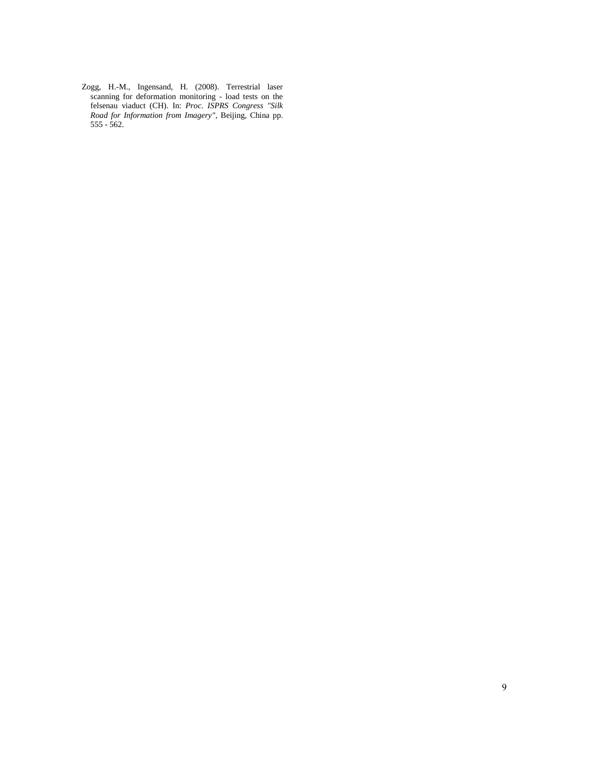Zogg, H.-M., Ingensand, H. (2008). Terrestrial laser scanning for deformation monitoring - load tests on the felsenau viaduct (CH). In: *Proc. ISPRS Congress "Silk Road for Information from Imagery"*, Beijing, China pp. 555 - 562.